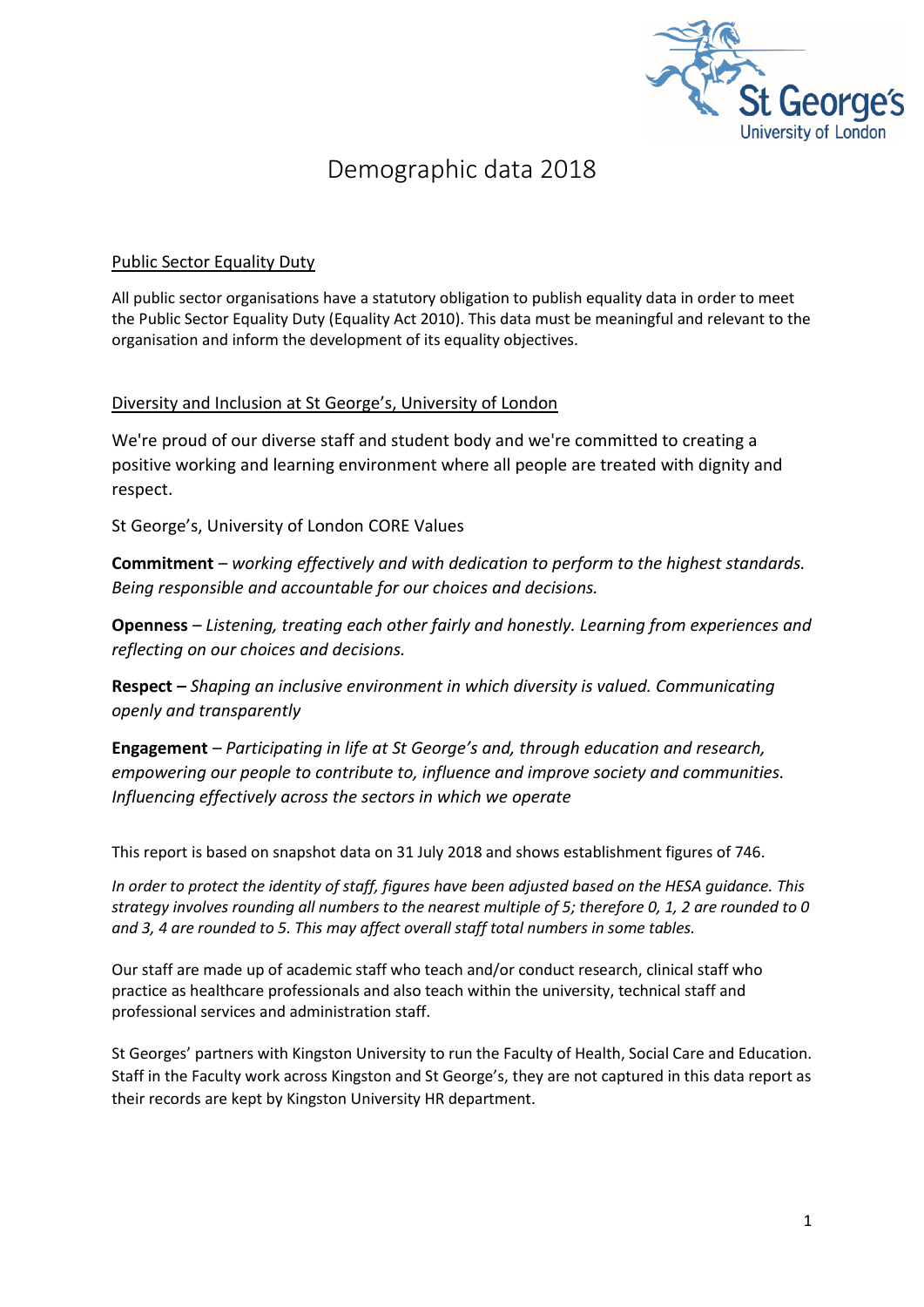# Demographic data 2018

## Public Sector Equality Duty

All public sector organisations have a statutory obligation to publish equality data in order to meet the Public Sector Equality Duty (Equality Act 2010). This data must be meaningful and relevant to the organisation and inform the development of its equality objectives.

## Diversity and Inclusion at St George's, University of London

We're proud of our diverse staff and student body and we're committed to creating a positive working and learning environment where all people are treated with dignity and respect.

St George's, University of London CORE Values

**Commitment** – *working effectively and with dedication to perform to the highest standards. Being responsible and accountable for our choices and decisions.*

**Openness** – *Listening, treating each other fairly and honestly. Learning from experiences and reflecting on our choices and decisions.*

**Respect –** *Shaping an inclusive environment in which diversity is valued. Communicating openly and transparently*

**Engagement** – *Participating in life at St George's and, through education and research, empowering our people to contribute to, influence and improve society and communities. Influencing effectively across the sectors in which we operate*

This report is based on snapshot data on 31 July 2018 and shows establishment figures of 746.

*In order to protect the identity of staff, figures have been adjusted based on the HESA guidance. This strategy involves rounding all numbers to the nearest multiple of 5; therefore 0, 1, 2 are rounded to 0 and 3, 4 are rounded to 5. This may affect overall staff total numbers in some tables.*

Our staff are made up of academic staff who teach and/or conduct research, clinical staff who practice as healthcare professionals and also teach within the university, technical staff and professional services and administration staff.

St Georges' partners with Kingston University to run the Faculty of Health, Social Care and Education. Staff in the Faculty work across Kingston and St George's, they are not captured in this data report as their records are kept by Kingston University HR department.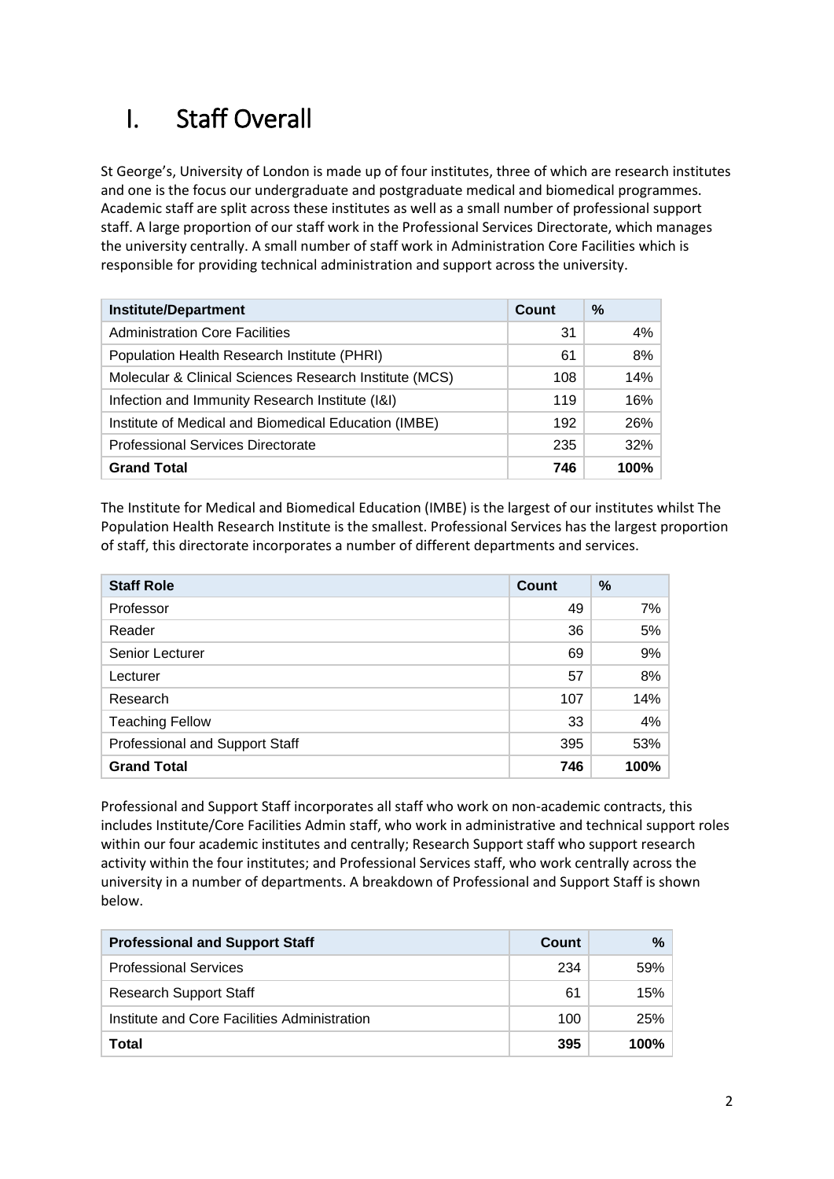# I. Staff Overall

St George's, University of London is made up of four institutes, three of which are research institutes and one is the focus our undergraduate and postgraduate medical and biomedical programmes. Academic staff are split across these institutes as well as a small number of professional support staff. A large proportion of our staff work in the Professional Services Directorate, which manages the university centrally. A small number of staff work in Administration Core Facilities which is responsible for providing technical administration and support across the university.

| Institute/Department | Count | % |
|---|---|---|
| Administration Core Facilities | 31 | 4% |
| Population Health Research Institute (PHRI) | 61 | 8% |
| Molecular & Clinical Sciences Research Institute (MCS) | 108 | 14% |
| Infection and Immunity Research Institute (I&I) | 119 | 16% |
| Institute of Medical and Biomedical Education (IMBE) | 192 | 26% |
| Professional Services Directorate | 235 | 32% |
| **Grand Total** | **746** | **100%** |

The Institute for Medical and Biomedical Education (IMBE) is the largest of our institutes whilst The Population Health Research Institute is the smallest. Professional Services has the largest proportion of staff, this directorate incorporates a number of different departments and services.

| Staff Role | Count | % |
|---|---|---|
| Professor | 49 | 7% |
| Reader | 36 | 5% |
| Senior Lecturer | 69 | 9% |
| Lecturer | 57 | 8% |
| Research | 107 | 14% |
| Teaching Fellow | 33 | 4% |
| Professional and Support Staff | 395 | 53% |
| **Grand Total** | **746** | **100%** |

Professional and Support Staff incorporates all staff who work on non-academic contracts, this includes Institute/Core Facilities Admin staff, who work in administrative and technical support roles within our four academic institutes and centrally; Research Support staff who support research activity within the four institutes; and Professional Services staff, who work centrally across the university in a number of departments. A breakdown of Professional and Support Staff is shown below.

| Professional and Support Staff | Count | % |
|---|---|---|
| Professional Services | 234 | 59% |
| Research Support Staff | 61 | 15% |
| Institute and Core Facilities Administration | 100 | 25% |
| **Total** | **395** | **100%** |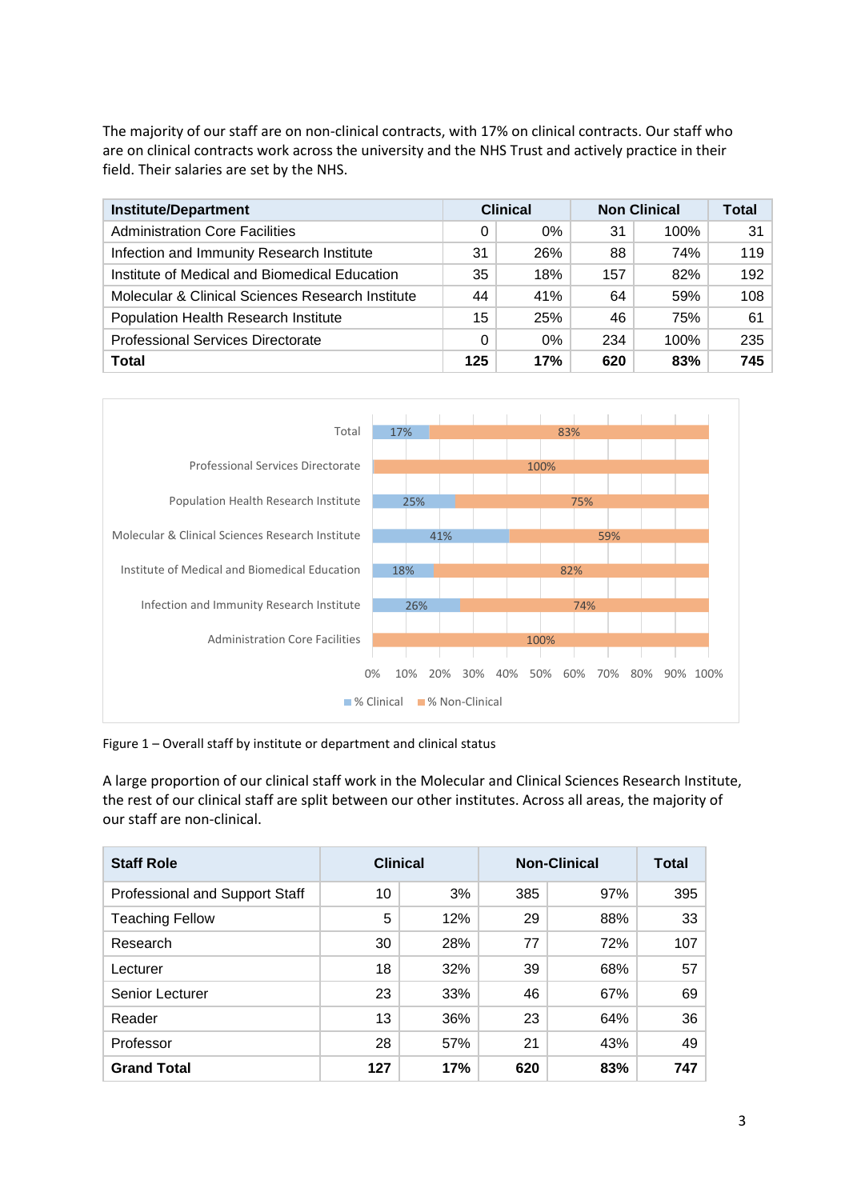The majority of our staff are on non-clinical contracts, with 17% on clinical contracts. Our staff who are on clinical contracts work across the university and the NHS Trust and actively practice in their field. Their salaries are set by the NHS.

| Institute/Department | Clinical | | Non Clinical | | Total |
|---|---|---|---|---|---|
| Administration Core Facilities | 0 | 0% | 31 | 100% | 31 |
| Infection and Immunity Research Institute | 31 | 26% | 88 | 74% | 119 |
| Institute of Medical and Biomedical Education | 35 | 18% | 157 | 82% | 192 |
| Molecular & Clinical Sciences Research Institute | 44 | 41% | 64 | 59% | 108 |
| Population Health Research Institute | 15 | 25% | 46 | 75% | 61 |
| Professional Services Directorate | 0 | 0% | 234 | 100% | 235 |
| **Total** | **125** | **17%** | **620** | **83%** | **745** |

| | % Clinical | % Non-Clinical |
|---|---|---|
| Total | 17% | 83% |
| Professional Services Directorate | | 100% |
| Population Health Research Institute | 25% | 75% |
| Molecular & Clinical Sciences Research Institute | 41% | 59% |
| Institute of Medical and Biomedical Education | 18% | 82% |
| Infection and Immunity Research Institute | 26% | 74% |
| Administration Core Facilities | | 100% |

Figure 1 – Overall staff by institute or department and clinical status

A large proportion of our clinical staff work in the Molecular and Clinical Sciences Research Institute, the rest of our clinical staff are split between our other institutes. Across all areas, the majority of our staff are non-clinical.

| Staff Role | Clinical | | Non-Clinical | | Total |
|---|---|---|---|---|---|
| Professional and Support Staff | 10 | 3% | 385 | 97% | 395 |
| Teaching Fellow | 5 | 12% | 29 | 88% | 33 |
| Research | 30 | 28% | 77 | 72% | 107 |
| Lecturer | 18 | 32% | 39 | 68% | 57 |
| Senior Lecturer | 23 | 33% | 46 | 67% | 69 |
| Reader | 13 | 36% | 23 | 64% | 36 |
| Professor | 28 | 57% | 21 | 43% | 49 |
| **Grand Total** | **127** | **17%** | **620** | **83%** | **747** |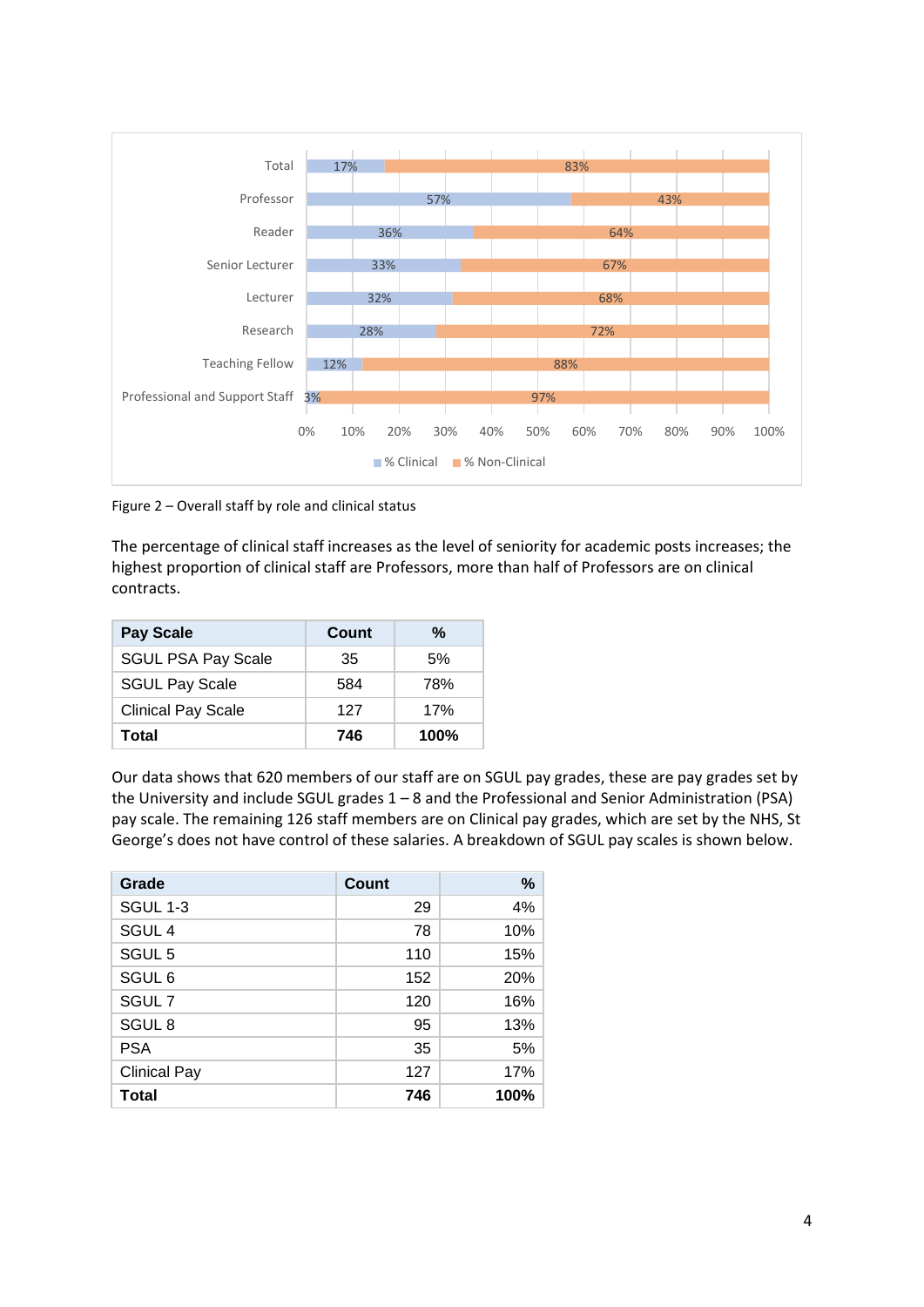Figure 2 – Overall staff by role and clinical status

The percentage of clinical staff increases as the level of seniority for academic posts increases; the highest proportion of clinical staff are Professors, more than half of Professors are on clinical contracts.

| Pay Scale | Count | % |
|---|---|---|
| SGUL PSA Pay Scale | 35 | 5% |
| SGUL Pay Scale | 584 | 78% |
| Clinical Pay Scale | 127 | 17% |
| **Total** | **746** | **100%** |

Our data shows that 620 members of our staff are on SGUL pay grades, these are pay grades set by the University and include SGUL grades 1 – 8 and the Professional and Senior Administration (PSA) pay scale. The remaining 126 staff members are on Clinical pay grades, which are set by the NHS, St George's does not have control of these salaries. A breakdown of SGUL pay scales is shown below.

| Grade | Count | % |
|---|---|---|
| SGUL 1-3 | 29 | 4% |
| SGUL 4 | 78 | 10% |
| SGUL 5 | 110 | 15% |
| SGUL 6 | 152 | 20% |
| SGUL 7 | 120 | 16% |
| SGUL 8 | 95 | 13% |
| PSA | 35 | 5% |
| Clinical Pay | 127 | 17% |
| **Total** | **746** | **100%** |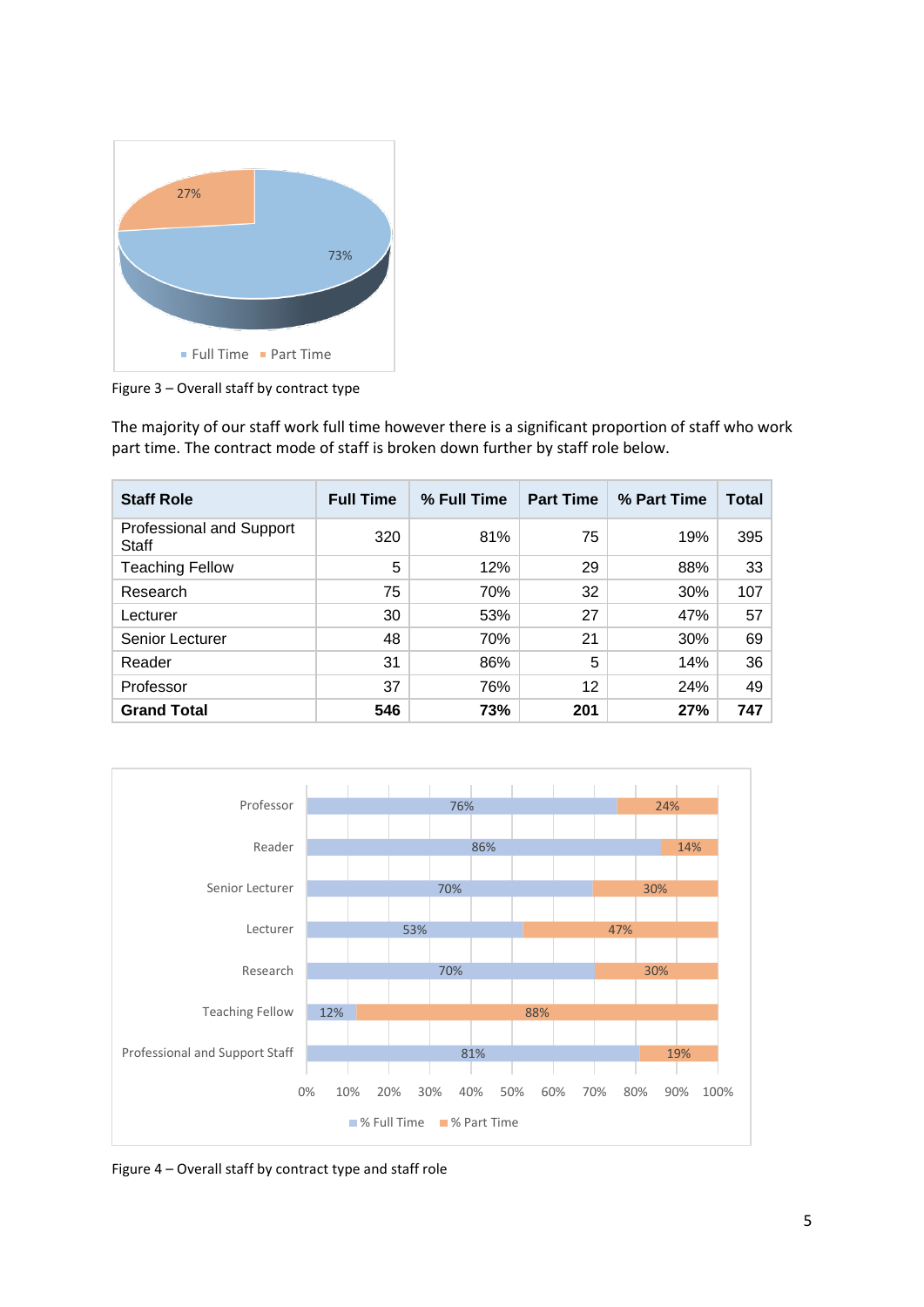Figure 3 – Overall staff by contract type

The majority of our staff work full time however there is a significant proportion of staff who work part time. The contract mode of staff is broken down further by staff role below.

| Staff Role | Full Time | % Full Time | Part Time | % Part Time | Total |
|---|---|---|---|---|---|
| Professional and Support Staff | 320 | 81% | 75 | 19% | 395 |
| Teaching Fellow | 5 | 12% | 29 | 88% | 33 |
| Research | 75 | 70% | 32 | 30% | 107 |
| Lecturer | 30 | 53% | 27 | 47% | 57 |
| Senior Lecturer | 48 | 70% | 21 | 30% | 69 |
| Reader | 31 | 86% | 5 | 14% | 36 |
| Professor | 37 | 76% | 12 | 24% | 49 |
| **Grand Total** | **546** | **73%** | **201** | **27%** | **747** |

Figure 4 – Overall staff by contract type and staff role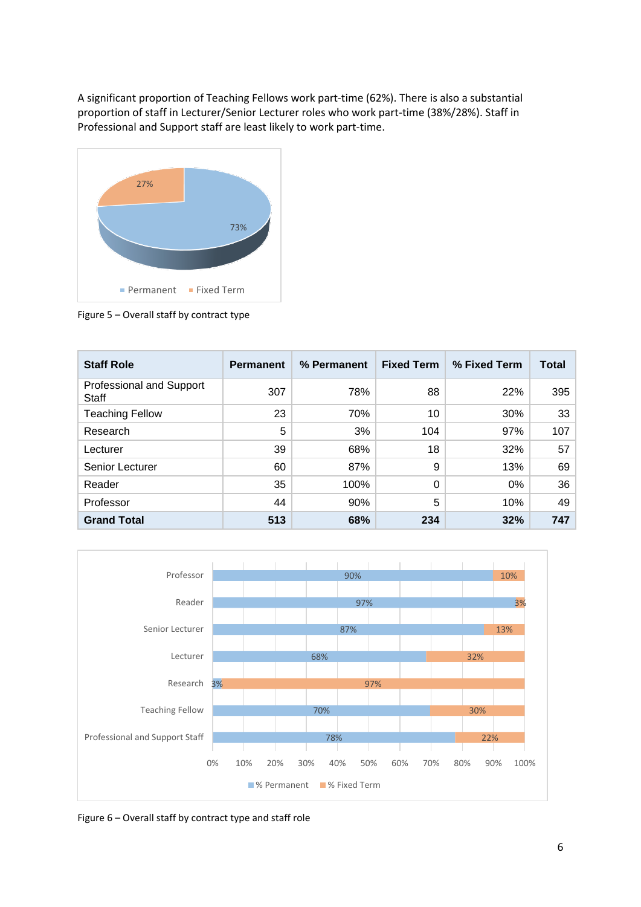A significant proportion of Teaching Fellows work part-time (62%). There is also a substantial proportion of staff in Lecturer/Senior Lecturer roles who work part-time (38%/28%). Staff in Professional and Support staff are least likely to work part-time.

Figure 5 – Overall staff by contract type

| Staff Role | Permanent | % Permanent | Fixed Term | % Fixed Term | Total |
|---|---|---|---|---|---|
| Professional and Support Staff | 307 | 78% | 88 | 22% | 395 |
| Teaching Fellow | 23 | 70% | 10 | 30% | 33 |
| Research | 5 | 3% | 104 | 97% | 107 |
| Lecturer | 39 | 68% | 18 | 32% | 57 |
| Senior Lecturer | 60 | 87% | 9 | 13% | 69 |
| Reader | 35 | 100% | 0 | 0% | 36 |
| Professor | 44 | 90% | 5 | 10% | 49 |
| **Grand Total** | **513** | **68%** | **234** | **32%** | **747** |

Figure 6 – Overall staff by contract type and staff role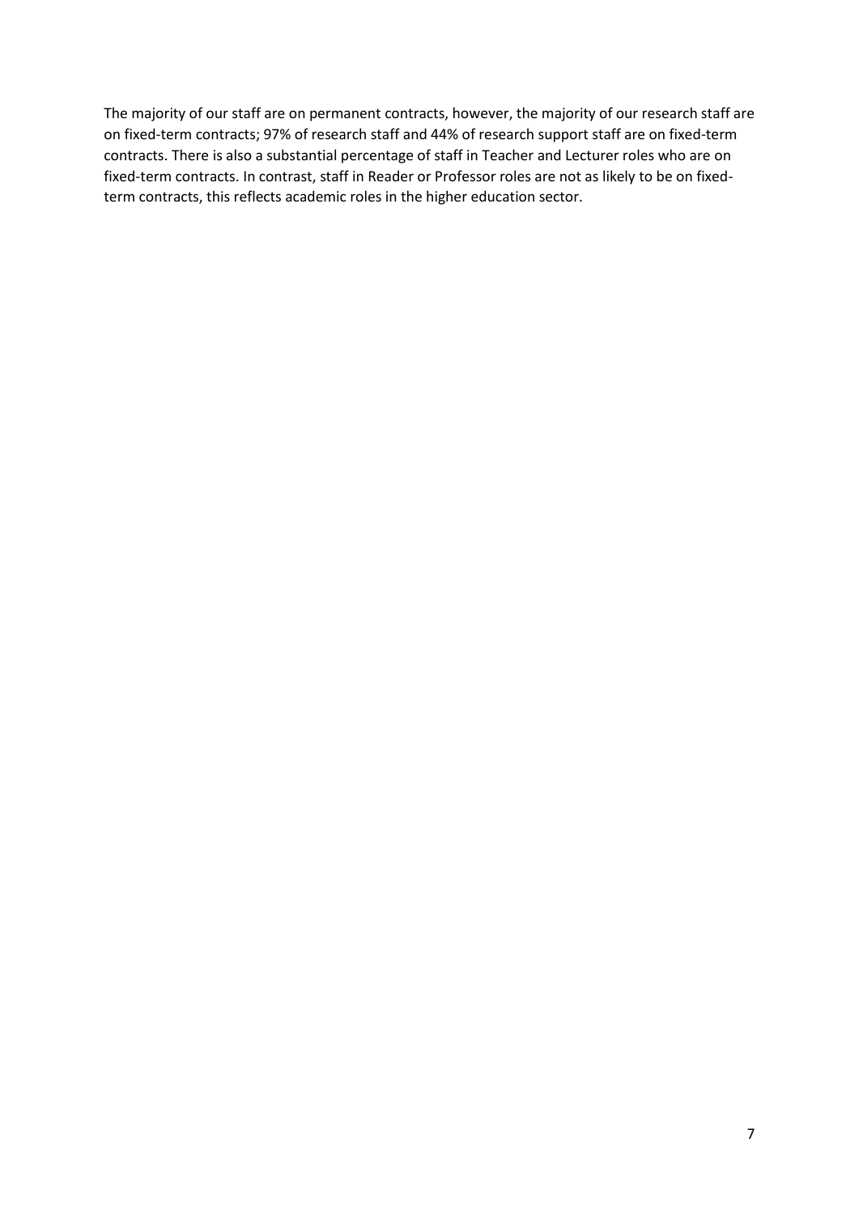The majority of our staff are on permanent contracts, however, the majority of our research staff are on fixed-term contracts; 97% of research staff and 44% of research support staff are on fixed-term contracts. There is also a substantial percentage of staff in Teacher and Lecturer roles who are on fixed-term contracts. In contrast, staff in Reader or Professor roles are not as likely to be on fixed-term contracts, this reflects academic roles in the higher education sector.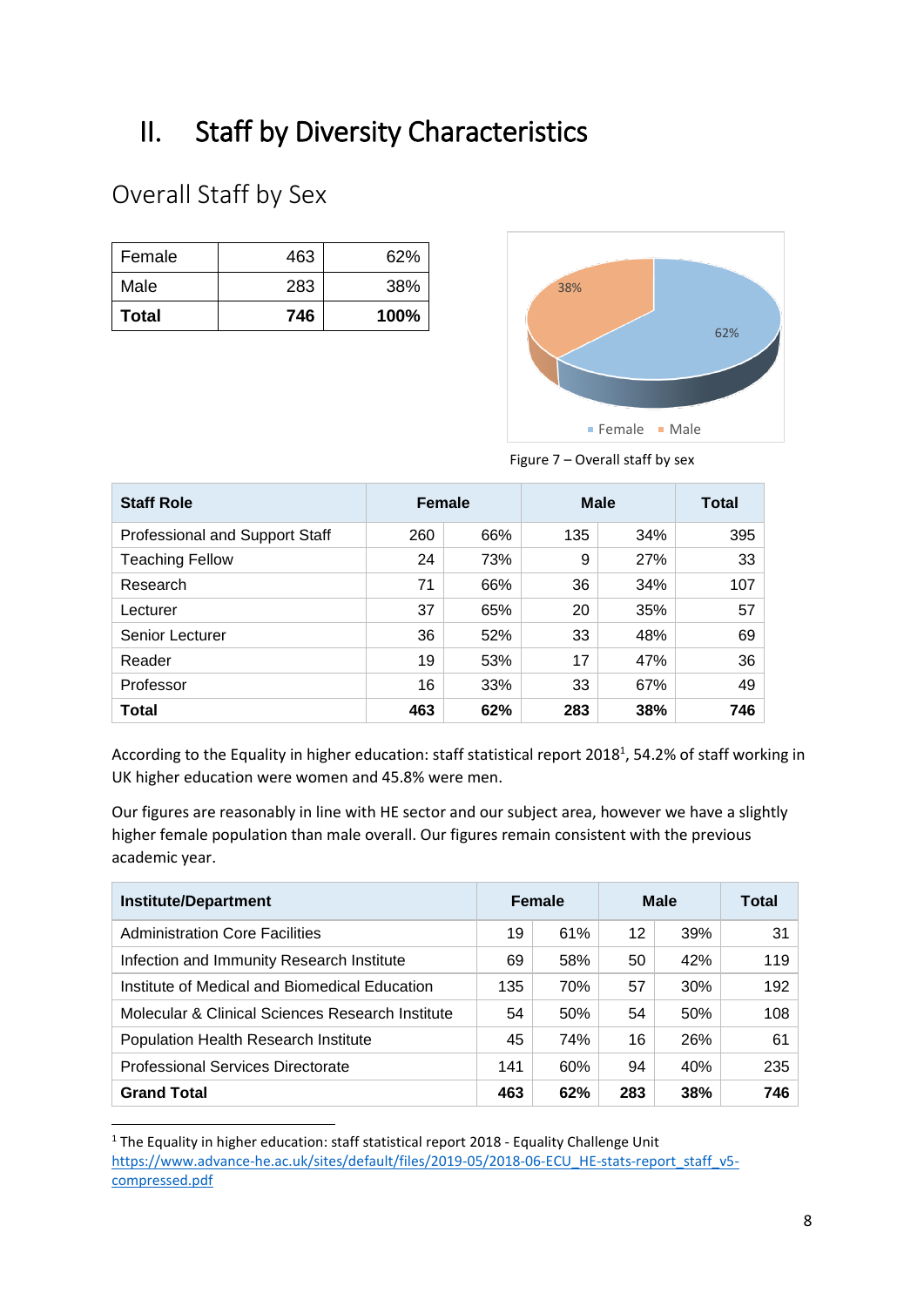# II. Staff by Diversity Characteristics

## Overall Staff by Sex

| Female | 463 | 62% |
|---|---|---|
| Male | 283 | 38% |
| **Total** | **746** | **100%** |

Figure 7 – Overall staff by sex

| Staff Role | Female | | Male | | Total |
|---|---|---|---|---|---|
| Professional and Support Staff | 260 | 66% | 135 | 34% | 395 |
| Teaching Fellow | 24 | 73% | 9 | 27% | 33 |
| Research | 71 | 66% | 36 | 34% | 107 |
| Lecturer | 37 | 65% | 20 | 35% | 57 |
| Senior Lecturer | 36 | 52% | 33 | 48% | 69 |
| Reader | 19 | 53% | 17 | 47% | 36 |
| Professor | 16 | 33% | 33 | 67% | 49 |
| **Total** | **463** | **62%** | **283** | **38%** | **746** |

According to the Equality in higher education: staff statistical report 2018[1], 54.2% of staff working in UK higher education were women and 45.8% were men.

Our figures are reasonably in line with HE sector and our subject area, however we have a slightly higher female population than male overall. Our figures remain consistent with the previous academic year.

| Institute/Department | Female | | Male | | Total |
|---|---|---|---|---|---|
| Administration Core Facilities | 19 | 61% | 12 | 39% | 31 |
| Infection and Immunity Research Institute | 69 | 58% | 50 | 42% | 119 |
| Institute of Medical and Biomedical Education | 135 | 70% | 57 | 30% | 192 |
| Molecular & Clinical Sciences Research Institute | 54 | 50% | 54 | 50% | 108 |
| Population Health Research Institute | 45 | 74% | 16 | 26% | 61 |
| Professional Services Directorate | 141 | 60% | 94 | 40% | 235 |
| **Grand Total** | **463** | **62%** | **283** | **38%** | **746** |

[1] The Equality in higher education: staff statistical report 2018 - Equality Challenge Unit https://www.advance-he.ac.uk/sites/default/files/2019-05/2018-06-ECU_HE-stats-report_staff_v5-compressed.pdf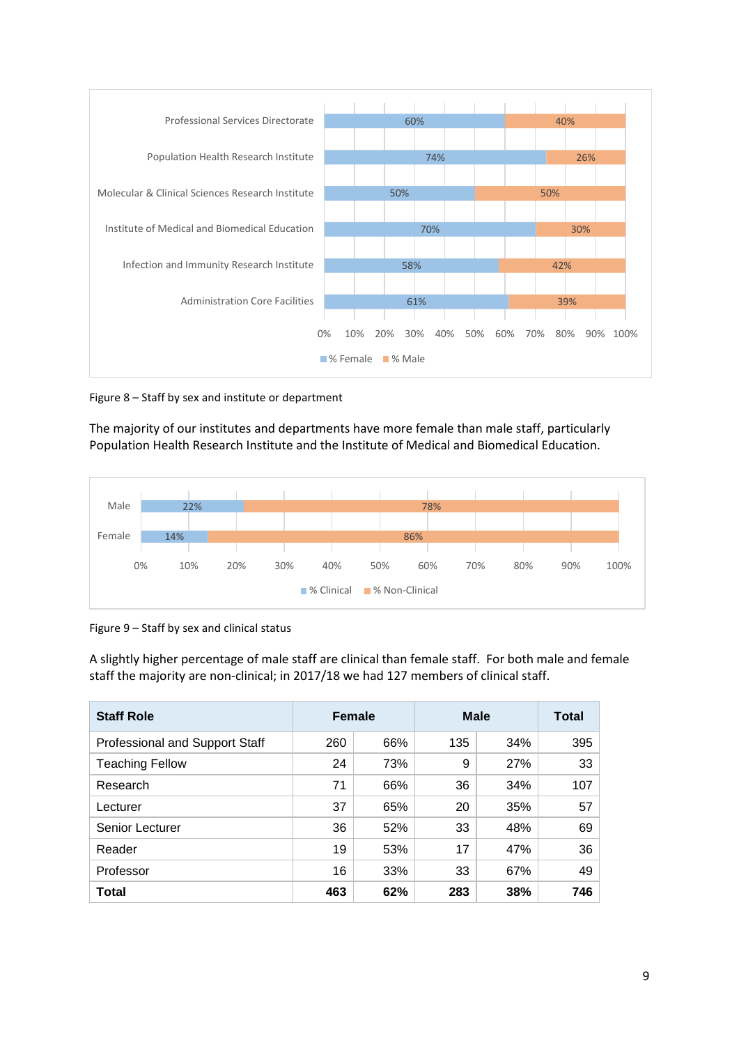| Institute or department | % Female | % Male |
|---|---|---|
| Professional Services Directorate | 60% | 40% |
| Population Health Research Institute | 74% | 26% |
| Molecular & Clinical Sciences Research Institute | 50% | 50% |
| Institute of Medical and Biomedical Education | 70% | 30% |
| Infection and Immunity Research Institute | 58% | 42% |
| Administration Core Facilities | 61% | 39% |

Figure 8 – Staff by sex and institute or department

The majority of our institutes and departments have more female than male staff, particularly Population Health Research Institute and the Institute of Medical and Biomedical Education.

| Sex | % Clinical | % Non-Clinical |
|---|---|---|
| Male | 22% | 78% |
| Female | 14% | 86% |

Figure 9 – Staff by sex and clinical status

A slightly higher percentage of male staff are clinical than female staff. For both male and female staff the majority are non-clinical; in 2017/18 we had 127 members of clinical staff.

| Staff Role | Female | | Male | | Total |
|---|---|---|---|---|---|
| Professional and Support Staff | 260 | 66% | 135 | 34% | 395 |
| Teaching Fellow | 24 | 73% | 9 | 27% | 33 |
| Research | 71 | 66% | 36 | 34% | 107 |
| Lecturer | 37 | 65% | 20 | 35% | 57 |
| Senior Lecturer | 36 | 52% | 33 | 48% | 69 |
| Reader | 19 | 53% | 17 | 47% | 36 |
| Professor | 16 | 33% | 33 | 67% | 49 |
| **Total** | **463** | **62%** | **283** | **38%** | **746** |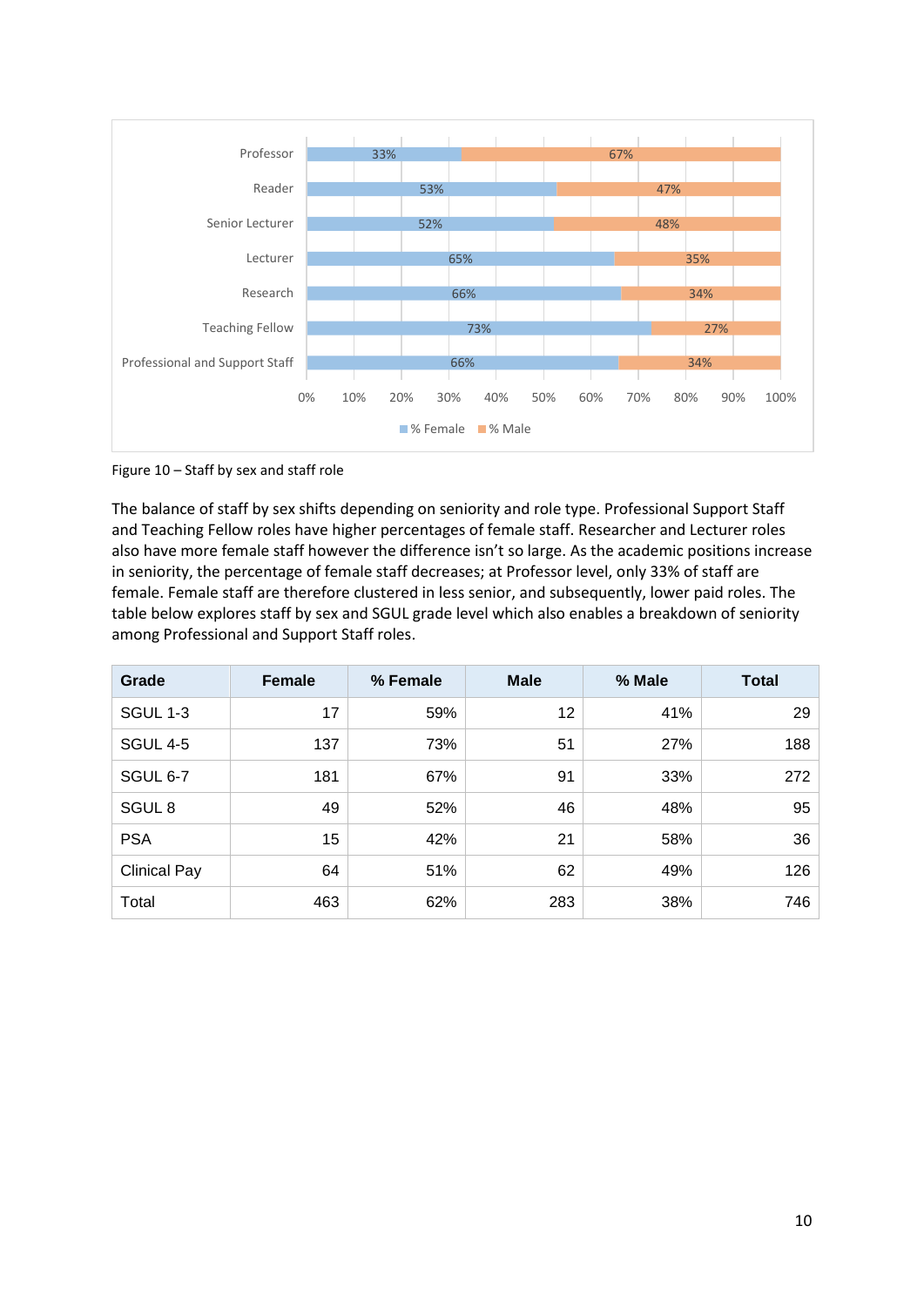| Role | % Female | % Male |
|---|---|---|
| Professor | 33% | 67% |
| Reader | 53% | 47% |
| Senior Lecturer | 52% | 48% |
| Lecturer | 65% | 35% |
| Research | 66% | 34% |
| Teaching Fellow | 73% | 27% |
| Professional and Support Staff | 66% | 34% |

Figure 10 – Staff by sex and staff role

The balance of staff by sex shifts depending on seniority and role type. Professional Support Staff and Teaching Fellow roles have higher percentages of female staff. Researcher and Lecturer roles also have more female staff however the difference isn't so large. As the academic positions increase in seniority, the percentage of female staff decreases; at Professor level, only 33% of staff are female. Female staff are therefore clustered in less senior, and subsequently, lower paid roles. The table below explores staff by sex and SGUL grade level which also enables a breakdown of seniority among Professional and Support Staff roles.

| Grade | Female | % Female | Male | % Male | Total |
|---|---|---|---|---|---|
| SGUL 1-3 | 17 | 59% | 12 | 41% | 29 |
| SGUL 4-5 | 137 | 73% | 51 | 27% | 188 |
| SGUL 6-7 | 181 | 67% | 91 | 33% | 272 |
| SGUL 8 | 49 | 52% | 46 | 48% | 95 |
| PSA | 15 | 42% | 21 | 58% | 36 |
| Clinical Pay | 64 | 51% | 62 | 49% | 126 |
| Total | 463 | 62% | 283 | 38% | 746 |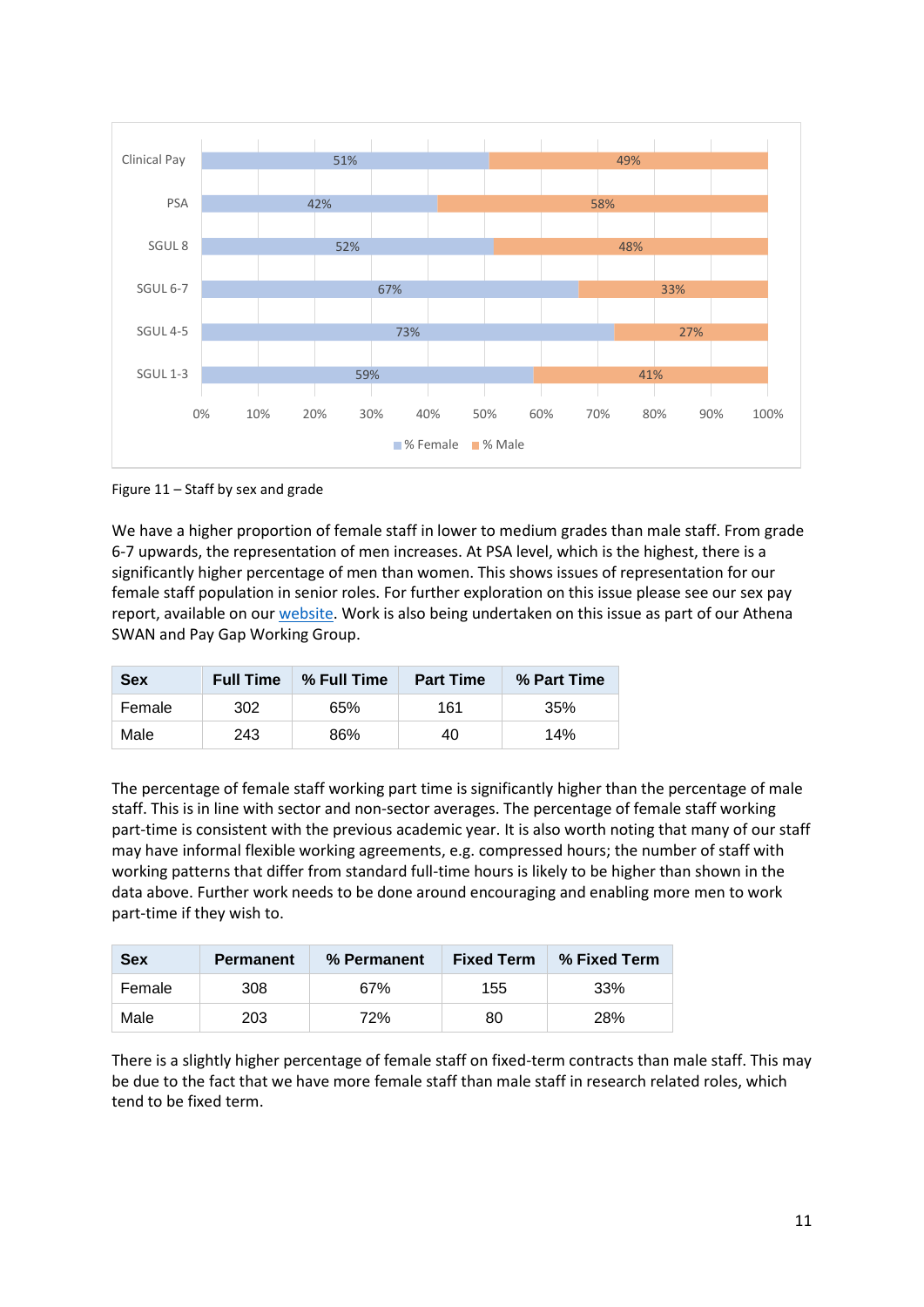| Grade | % Female | % Male |
|---|---|---|
| Clinical Pay | 51% | 49% |
| PSA | 42% | 58% |
| SGUL 8 | 52% | 48% |
| SGUL 6-7 | 67% | 33% |
| SGUL 4-5 | 73% | 27% |
| SGUL 1-3 | 59% | 41% |

Figure 11 – Staff by sex and grade

We have a higher proportion of female staff in lower to medium grades than male staff. From grade 6-7 upwards, the representation of men increases. At PSA level, which is the highest, there is a significantly higher percentage of men than women. This shows issues of representation for our female staff population in senior roles. For further exploration on this issue please see our sex pay report, available on our website. Work is also being undertaken on this issue as part of our Athena SWAN and Pay Gap Working Group.

| Sex | Full Time | % Full Time | Part Time | % Part Time |
|---|---|---|---|---|
| Female | 302 | 65% | 161 | 35% |
| Male | 243 | 86% | 40 | 14% |

The percentage of female staff working part time is significantly higher than the percentage of male staff. This is in line with sector and non-sector averages. The percentage of female staff working part-time is consistent with the previous academic year. It is also worth noting that many of our staff may have informal flexible working agreements, e.g. compressed hours; the number of staff with working patterns that differ from standard full-time hours is likely to be higher than shown in the data above. Further work needs to be done around encouraging and enabling more men to work part-time if they wish to.

| Sex | Permanent | % Permanent | Fixed Term | % Fixed Term |
|---|---|---|---|---|
| Female | 308 | 67% | 155 | 33% |
| Male | 203 | 72% | 80 | 28% |

There is a slightly higher percentage of female staff on fixed-term contracts than male staff. This may be due to the fact that we have more female staff than male staff in research related roles, which tend to be fixed term.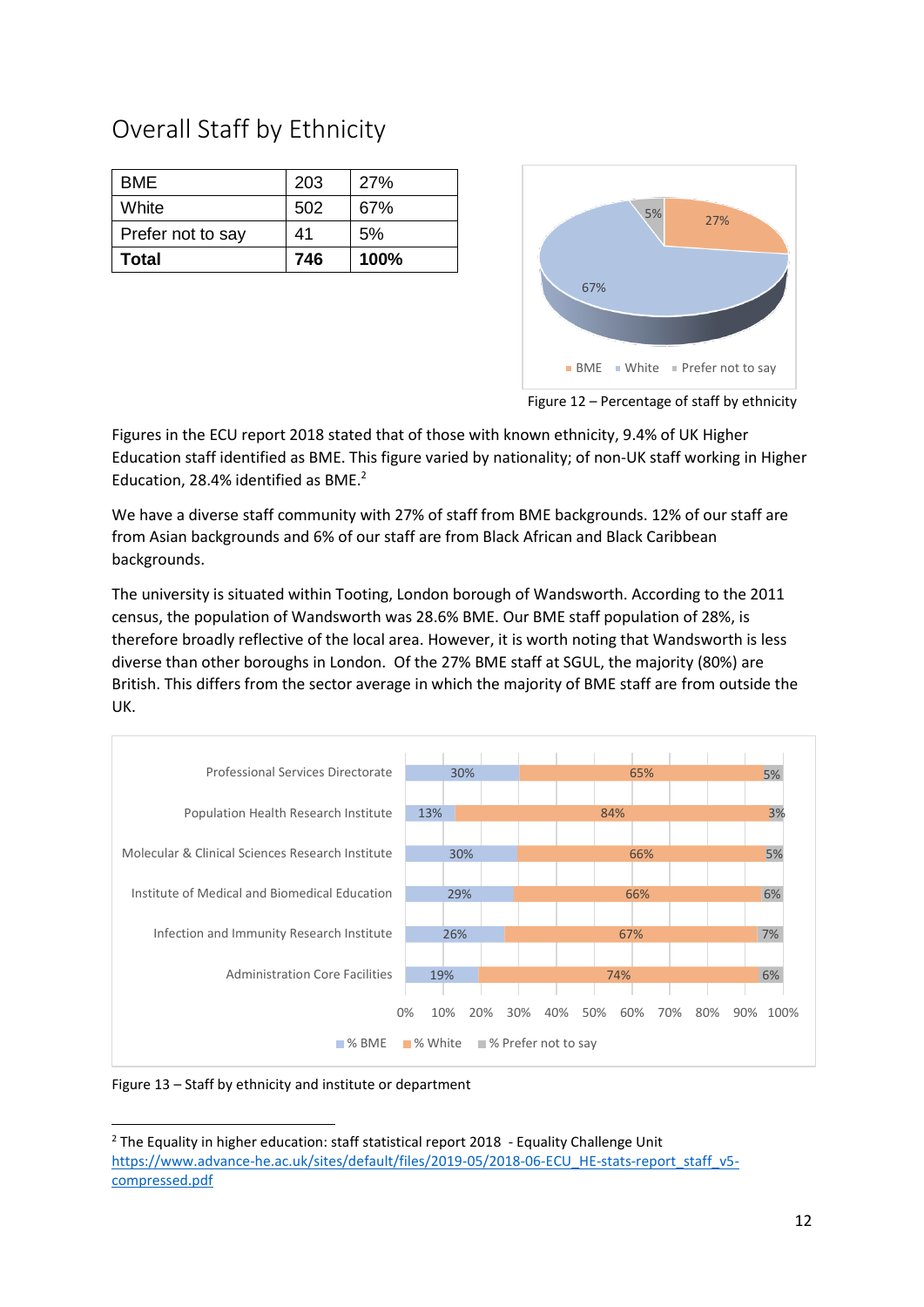## Overall Staff by Ethnicity

| BME | 203 | 27% |
|---|---|---|
| White | 502 | 67% |
| Prefer not to say | 41 | 5% |
| **Total** | **746** | **100%** |

Figure 12 – Percentage of staff by ethnicity

Figures in the ECU report 2018 stated that of those with known ethnicity, 9.4% of UK Higher Education staff identified as BME. This figure varied by nationality; of non-UK staff working in Higher Education, 28.4% identified as BME.[2]

We have a diverse staff community with 27% of staff from BME backgrounds. 12% of our staff are from Asian backgrounds and 6% of our staff are from Black African and Black Caribbean backgrounds.

The university is situated within Tooting, London borough of Wandsworth. According to the 2011 census, the population of Wandsworth was 28.6% BME. Our BME staff population of 28%, is therefore broadly reflective of the local area. However, it is worth noting that Wandsworth is less diverse than other boroughs in London. Of the 27% BME staff at SGUL, the majority (80%) are British. This differs from the sector average in which the majority of BME staff are from outside the UK.

Figure 13 – Staff by ethnicity and institute or department

[2] The Equality in higher education: staff statistical report 2018 - Equality Challenge Unit https://www.advance-he.ac.uk/sites/default/files/2019-05/2018-06-ECU_HE-stats-report_staff_v5-compressed.pdf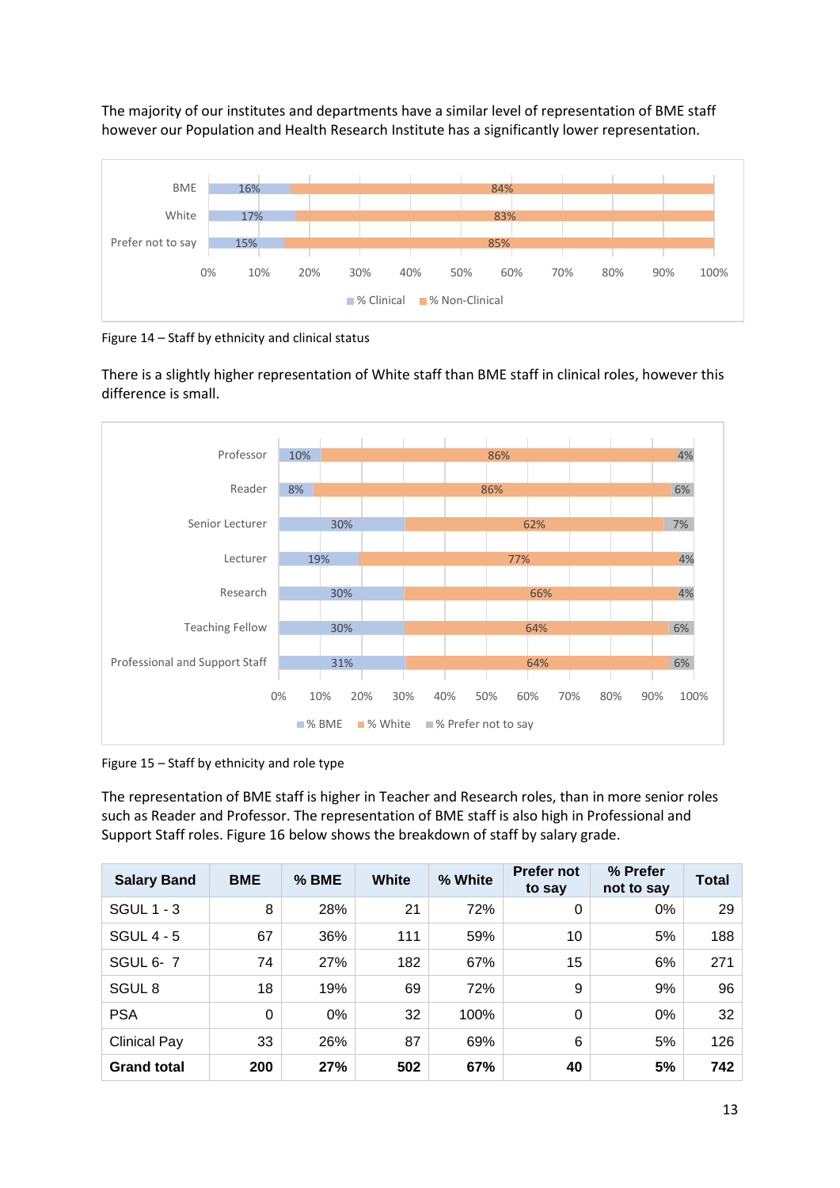The majority of our institutes and departments have a similar level of representation of BME staff however our Population and Health Research Institute has a significantly lower representation.

| | % Clinical | % Non-Clinical |
|---|---|---|
| BME | 16% | 84% |
| White | 17% | 83% |
| Prefer not to say | 15% | 85% |

Figure 14 – Staff by ethnicity and clinical status

There is a slightly higher representation of White staff than BME staff in clinical roles, however this difference is small.

| | % BME | % White | % Prefer not to say |
|---|---|---|---|
| Professor | 10% | 86% | 4% |
| Reader | 8% | 86% | 6% |
| Senior Lecturer | 30% | 62% | 7% |
| Lecturer | 19% | 77% | 4% |
| Research | 30% | 66% | 4% |
| Teaching Fellow | 30% | 64% | 6% |
| Professional and Support Staff | 31% | 64% | 6% |

Figure 15 – Staff by ethnicity and role type

The representation of BME staff is higher in Teacher and Research roles, than in more senior roles such as Reader and Professor. The representation of BME staff is also high in Professional and Support Staff roles. Figure 16 below shows the breakdown of staff by salary grade.

| Salary Band | BME | % BME | White | % White | Prefer not to say | % Prefer not to say | Total |
|---|---|---|---|---|---|---|---|
| SGUL 1 - 3 | 8 | 28% | 21 | 72% | 0 | 0% | 29 |
| SGUL 4 - 5 | 67 | 36% | 111 | 59% | 10 | 5% | 188 |
| SGUL 6- 7 | 74 | 27% | 182 | 67% | 15 | 6% | 271 |
| SGUL 8 | 18 | 19% | 69 | 72% | 9 | 9% | 96 |
| PSA | 0 | 0% | 32 | 100% | 0 | 0% | 32 |
| Clinical Pay | 33 | 26% | 87 | 69% | 6 | 5% | 126 |
| **Grand total** | **200** | **27%** | **502** | **67%** | **40** | **5%** | **742** |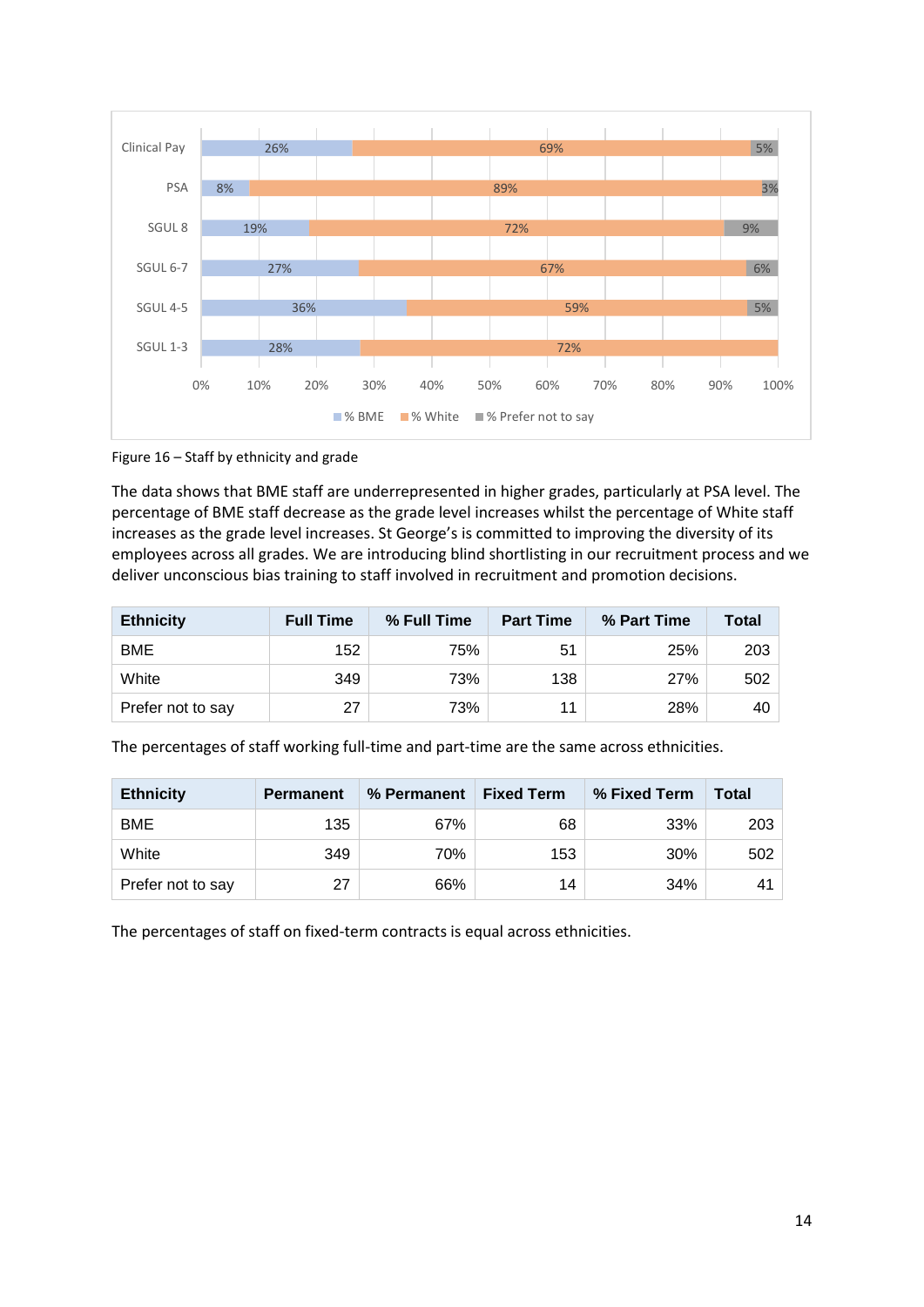Figure 16 – Staff by ethnicity and grade

The data shows that BME staff are underrepresented in higher grades, particularly at PSA level. The percentage of BME staff decrease as the grade level increases whilst the percentage of White staff increases as the grade level increases. St George's is committed to improving the diversity of its employees across all grades. We are introducing blind shortlisting in our recruitment process and we deliver unconscious bias training to staff involved in recruitment and promotion decisions.

| Ethnicity | Full Time | % Full Time | Part Time | % Part Time | Total |
|---|---|---|---|---|---|
| BME | 152 | 75% | 51 | 25% | 203 |
| White | 349 | 73% | 138 | 27% | 502 |
| Prefer not to say | 27 | 73% | 11 | 28% | 40 |

The percentages of staff working full-time and part-time are the same across ethnicities.

| Ethnicity | Permanent | % Permanent | Fixed Term | % Fixed Term | Total |
|---|---|---|---|---|---|
| BME | 135 | 67% | 68 | 33% | 203 |
| White | 349 | 70% | 153 | 30% | 502 |
| Prefer not to say | 27 | 66% | 14 | 34% | 41 |

The percentages of staff on fixed-term contracts is equal across ethnicities.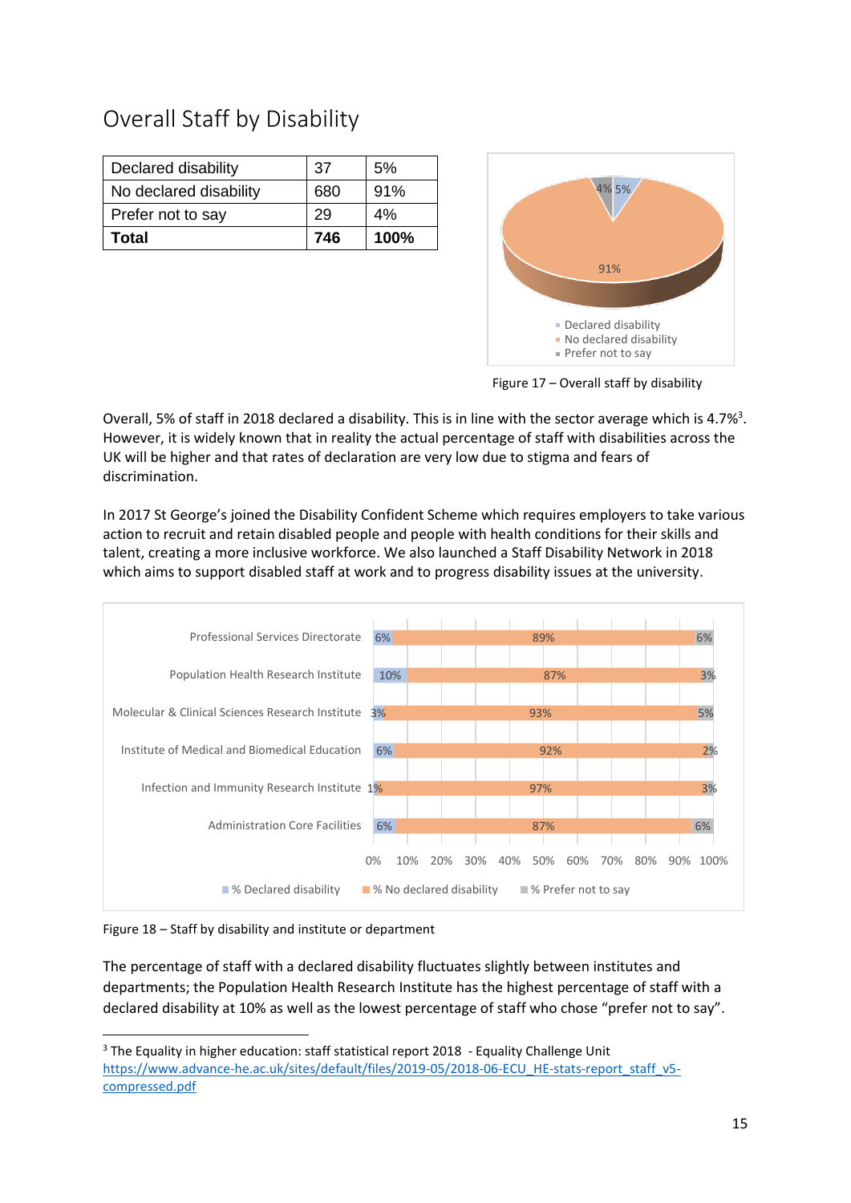# Overall Staff by Disability

| Declared disability | 37 | 5% |
|---|---|---|
| No declared disability | 680 | 91% |
| Prefer not to say | 29 | 4% |
| **Total** | **746** | **100%** |

Figure 17 – Overall staff by disability

Overall, 5% of staff in 2018 declared a disability. This is in line with the sector average which is 4.7%[3]. However, it is widely known that in reality the actual percentage of staff with disabilities across the UK will be higher and that rates of declaration are very low due to stigma and fears of discrimination.

In 2017 St George's joined the Disability Confident Scheme which requires employers to take various action to recruit and retain disabled people and people with health conditions for their skills and talent, creating a more inclusive workforce. We also launched a Staff Disability Network in 2018 which aims to support disabled staff at work and to progress disability issues at the university.

Figure 18 – Staff by disability and institute or department

The percentage of staff with a declared disability fluctuates slightly between institutes and departments; the Population Health Research Institute has the highest percentage of staff with a declared disability at 10% as well as the lowest percentage of staff who chose "prefer not to say".

[3] The Equality in higher education: staff statistical report 2018 - Equality Challenge Unit https://www.advance-he.ac.uk/sites/default/files/2019-05/2018-06-ECU_HE-stats-report_staff_v5-compressed.pdf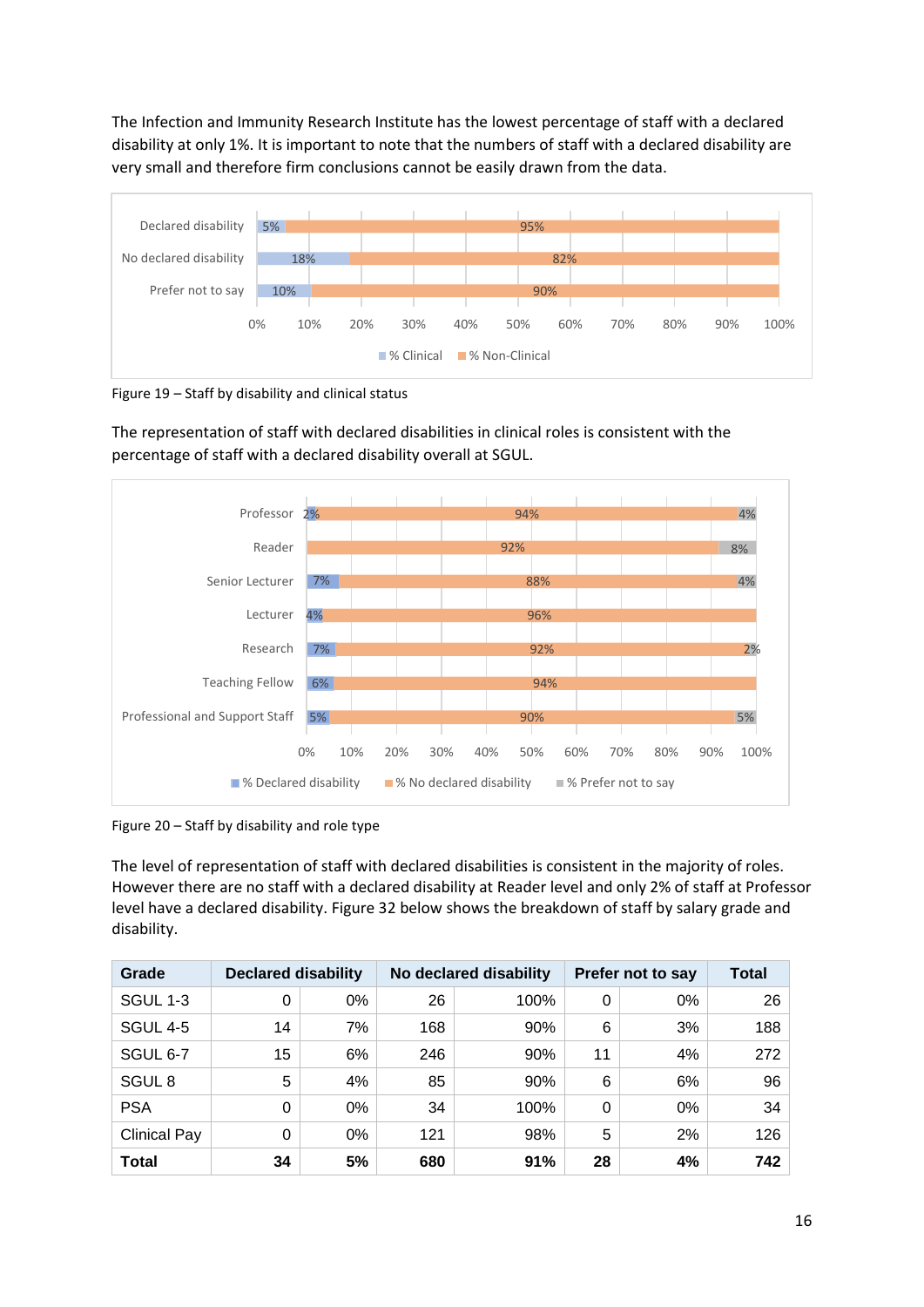The Infection and Immunity Research Institute has the lowest percentage of staff with a declared disability at only 1%. It is important to note that the numbers of staff with a declared disability are very small and therefore firm conclusions cannot be easily drawn from the data.

Figure 19 – Staff by disability and clinical status

The representation of staff with declared disabilities in clinical roles is consistent with the percentage of staff with a declared disability overall at SGUL.

Figure 20 – Staff by disability and role type

The level of representation of staff with declared disabilities is consistent in the majority of roles. However there are no staff with a declared disability at Reader level and only 2% of staff at Professor level have a declared disability. Figure 32 below shows the breakdown of staff by salary grade and disability.

| Grade | Declared disability | | No declared disability | | Prefer not to say | | Total |
|---|---|---|---|---|---|---|---|
| SGUL 1-3 | 0 | 0% | 26 | 100% | 0 | 0% | 26 |
| SGUL 4-5 | 14 | 7% | 168 | 90% | 6 | 3% | 188 |
| SGUL 6-7 | 15 | 6% | 246 | 90% | 11 | 4% | 272 |
| SGUL 8 | 5 | 4% | 85 | 90% | 6 | 6% | 96 |
| PSA | 0 | 0% | 34 | 100% | 0 | 0% | 34 |
| Clinical Pay | 0 | 0% | 121 | 98% | 5 | 2% | 126 |
| **Total** | **34** | **5%** | **680** | **91%** | **28** | **4%** | **742** |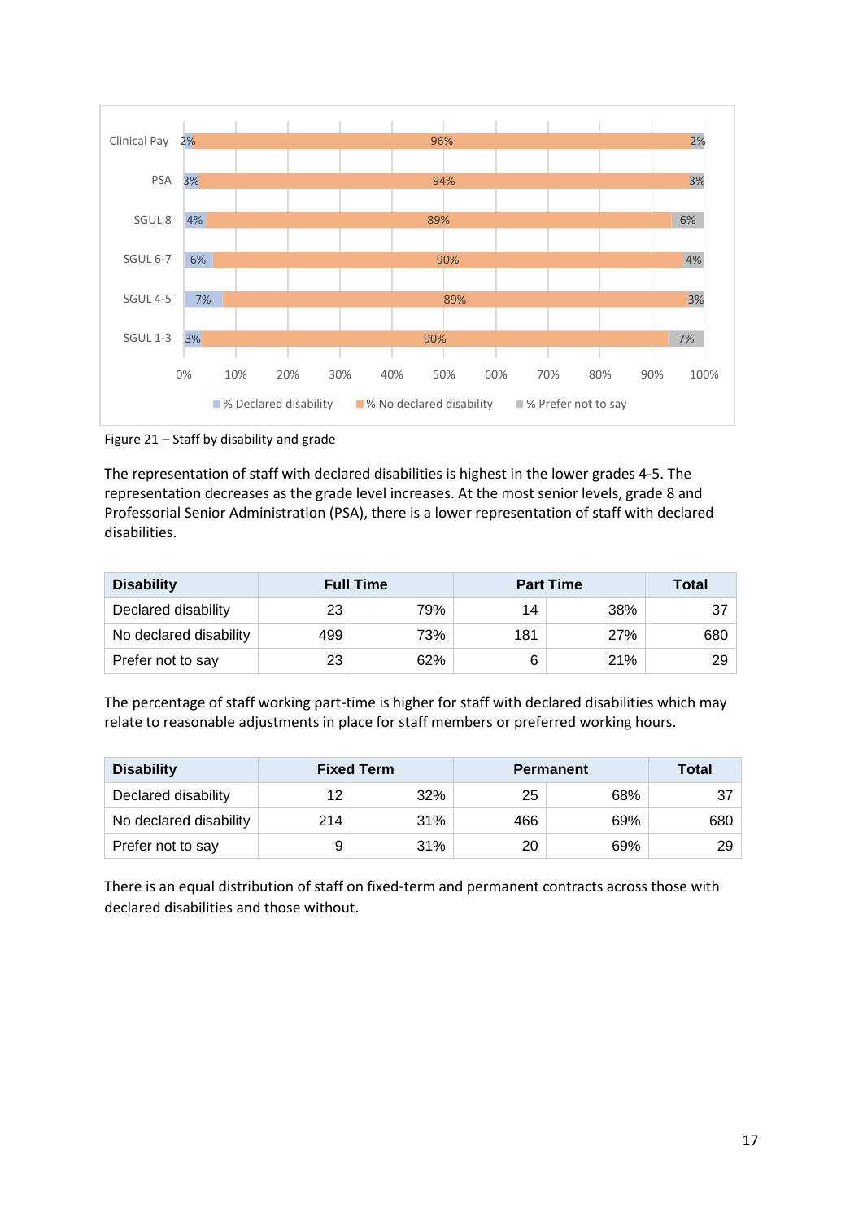| Grade | % Declared disability | % No declared disability | % Prefer not to say |
|---|---|---|---|
| Clinical Pay | 2% | 96% | 2% |
| PSA | 3% | 94% | 3% |
| SGUL 8 | 4% | 89% | 6% |
| SGUL 6-7 | 6% | 90% | 4% |
| SGUL 4-5 | 7% | 89% | 3% |
| SGUL 1-3 | 3% | 90% | 7% |

Figure 21 – Staff by disability and grade

The representation of staff with declared disabilities is highest in the lower grades 4-5. The representation decreases as the grade level increases. At the most senior levels, grade 8 and Professorial Senior Administration (PSA), there is a lower representation of staff with declared disabilities.

| Disability | Full Time | | Part Time | | Total |
|---|---|---|---|---|---|
| Declared disability | 23 | 79% | 14 | 38% | 37 |
| No declared disability | 499 | 73% | 181 | 27% | 680 |
| Prefer not to say | 23 | 62% | 6 | 21% | 29 |

The percentage of staff working part-time is higher for staff with declared disabilities which may relate to reasonable adjustments in place for staff members or preferred working hours.

| Disability | Fixed Term | | Permanent | | Total |
|---|---|---|---|---|---|
| Declared disability | 12 | 32% | 25 | 68% | 37 |
| No declared disability | 214 | 31% | 466 | 69% | 680 |
| Prefer not to say | 9 | 31% | 20 | 69% | 29 |

There is an equal distribution of staff on fixed-term and permanent contracts across those with declared disabilities and those without.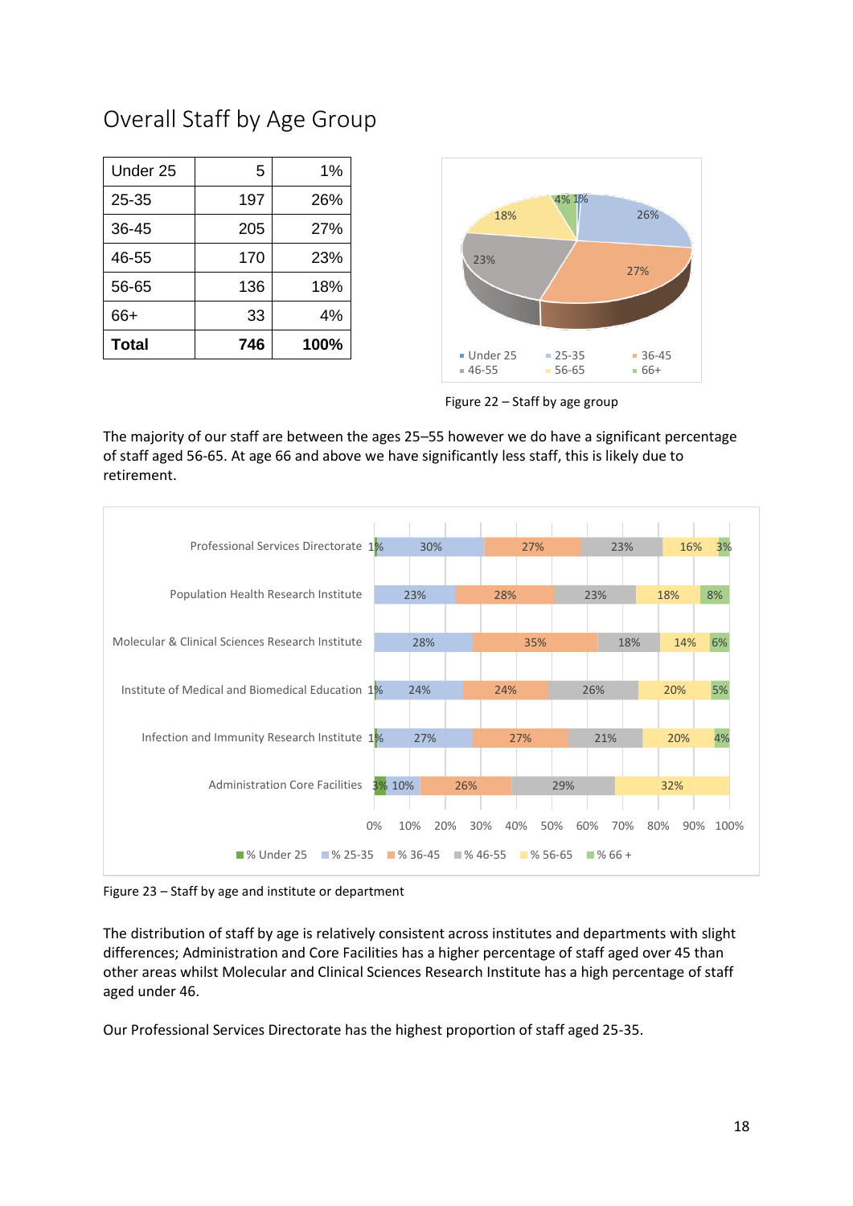## Overall Staff by Age Group

| Under 25 | 5 | 1% |
|---|---|---|
| 25-35 | 197 | 26% |
| 36-45 | 205 | 27% |
| 46-55 | 170 | 23% |
| 56-65 | 136 | 18% |
| 66+ | 33 | 4% |
| **Total** | **746** | **100%** |

Figure 22 – Staff by age group

The majority of our staff are between the ages 25–55 however we do have a significant percentage of staff aged 56-65. At age 66 and above we have significantly less staff, this is likely due to retirement.

Figure 23 – Staff by age and institute or department

The distribution of staff by age is relatively consistent across institutes and departments with slight differences; Administration and Core Facilities has a higher percentage of staff aged over 45 than other areas whilst Molecular and Clinical Sciences Research Institute has a high percentage of staff aged under 46.

Our Professional Services Directorate has the highest proportion of staff aged 25-35.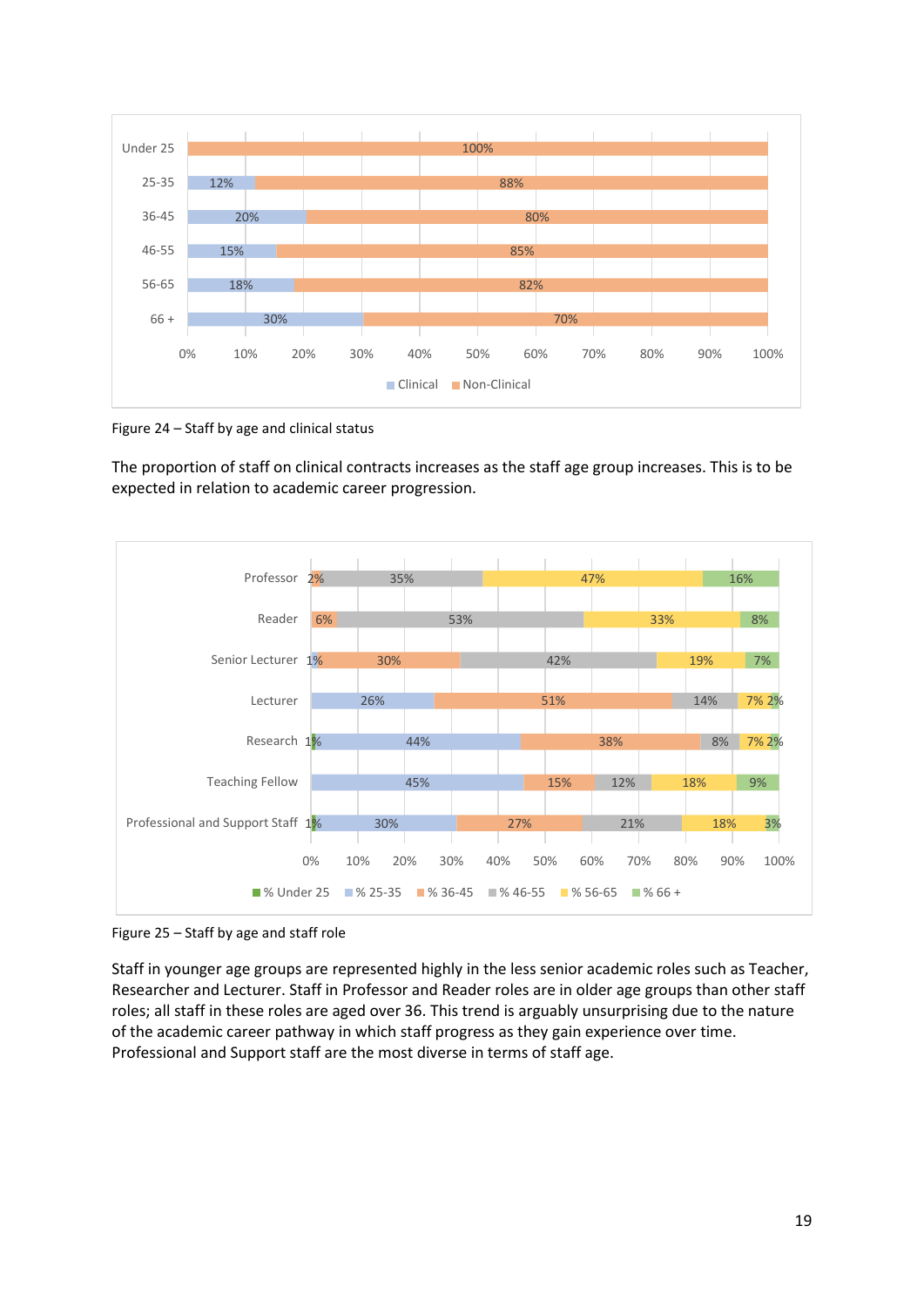| Age group | Clinical | Non-Clinical |
|---|---|---|
| Under 25 | | 100% |
| 25-35 | 12% | 88% |
| 36-45 | 20% | 80% |
| 46-55 | 15% | 85% |
| 56-65 | 18% | 82% |
| 66 + | 30% | 70% |

Figure 24 – Staff by age and clinical status

The proportion of staff on clinical contracts increases as the staff age group increases. This is to be expected in relation to academic career progression.

| Staff role | % Under 25 | % 25-35 | % 36-45 | % 46-55 | % 56-65 | % 66 + |
|---|---|---|---|---|---|---|
| Professor | | | 2% | 35% | 47% | 16% |
| Reader | | | 6% | 53% | 33% | 8% |
| Senior Lecturer | | 1% | 30% | 42% | 19% | 7% |
| Lecturer | | 26% | 51% | 14% | 7% | 2% |
| Research | 1% | 44% | 38% | 8% | 7% | 2% |
| Teaching Fellow | | 45% | 15% | 12% | 18% | 9% |
| Professional and Support Staff | 1% | 30% | 27% | 21% | 18% | 3% |

Figure 25 – Staff by age and staff role

Staff in younger age groups are represented highly in the less senior academic roles such as Teacher, Researcher and Lecturer. Staff in Professor and Reader roles are in older age groups than other staff roles; all staff in these roles are aged over 36. This trend is arguably unsurprising due to the nature of the academic career pathway in which staff progress as they gain experience over time. Professional and Support staff are the most diverse in terms of staff age.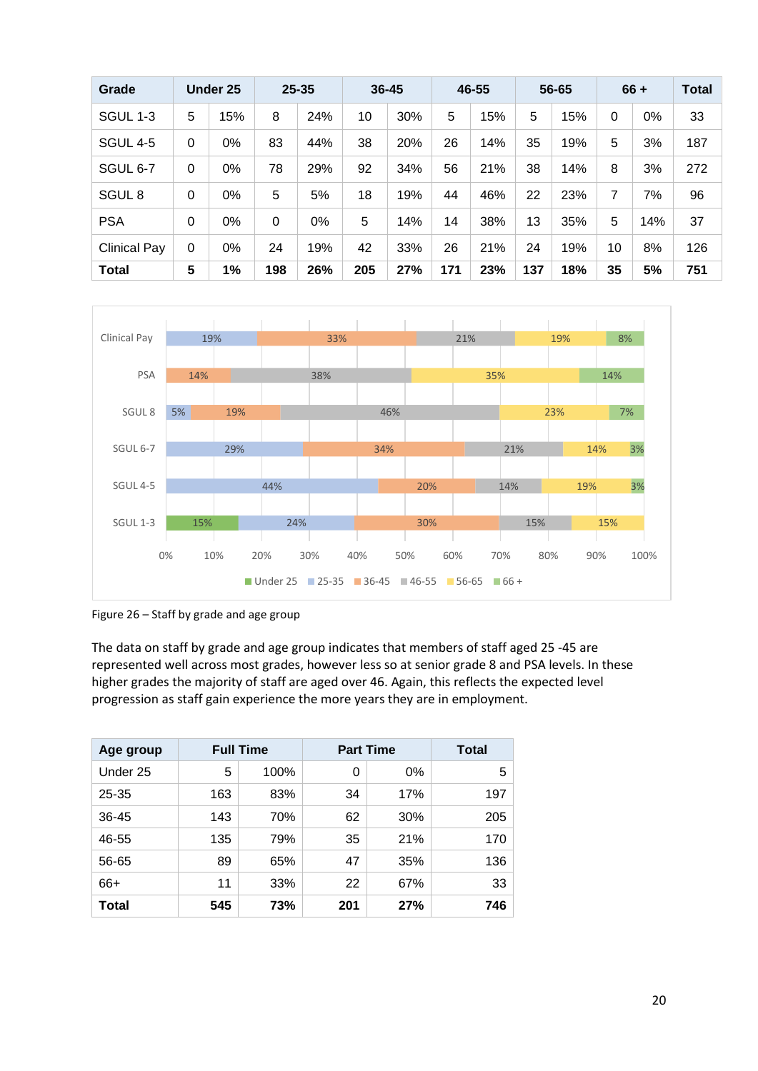| Grade | Under 25 | | 25-35 | | 36-45 | | 46-55 | | 56-65 | | 66 + | | Total |
|---|---|---|---|---|---|---|---|---|---|---|---|---|---|
| SGUL 1-3 | 5 | 15% | 8 | 24% | 10 | 30% | 5 | 15% | 5 | 15% | 0 | 0% | 33 |
| SGUL 4-5 | 0 | 0% | 83 | 44% | 38 | 20% | 26 | 14% | 35 | 19% | 5 | 3% | 187 |
| SGUL 6-7 | 0 | 0% | 78 | 29% | 92 | 34% | 56 | 21% | 38 | 14% | 8 | 3% | 272 |
| SGUL 8 | 0 | 0% | 5 | 5% | 18 | 19% | 44 | 46% | 22 | 23% | 7 | 7% | 96 |
| PSA | 0 | 0% | 0 | 0% | 5 | 14% | 14 | 38% | 13 | 35% | 5 | 14% | 37 |
| Clinical Pay | 0 | 0% | 24 | 19% | 42 | 33% | 26 | 21% | 24 | 19% | 10 | 8% | 126 |
| **Total** | **5** | **1%** | **198** | **26%** | **205** | **27%** | **171** | **23%** | **137** | **18%** | **35** | **5%** | **751** |

Figure 26 – Staff by grade and age group

The data on staff by grade and age group indicates that members of staff aged 25 -45 are represented well across most grades, however less so at senior grade 8 and PSA levels. In these higher grades the majority of staff are aged over 46. Again, this reflects the expected level progression as staff gain experience the more years they are in employment.

| Age group | Full Time | | Part Time | | Total |
|---|---|---|---|---|---|
| Under 25 | 5 | 100% | 0 | 0% | 5 |
| 25-35 | 163 | 83% | 34 | 17% | 197 |
| 36-45 | 143 | 70% | 62 | 30% | 205 |
| 46-55 | 135 | 79% | 35 | 21% | 170 |
| 56-65 | 89 | 65% | 47 | 35% | 136 |
| 66+ | 11 | 33% | 22 | 67% | 33 |
| **Total** | **545** | **73%** | **201** | **27%** | **746** |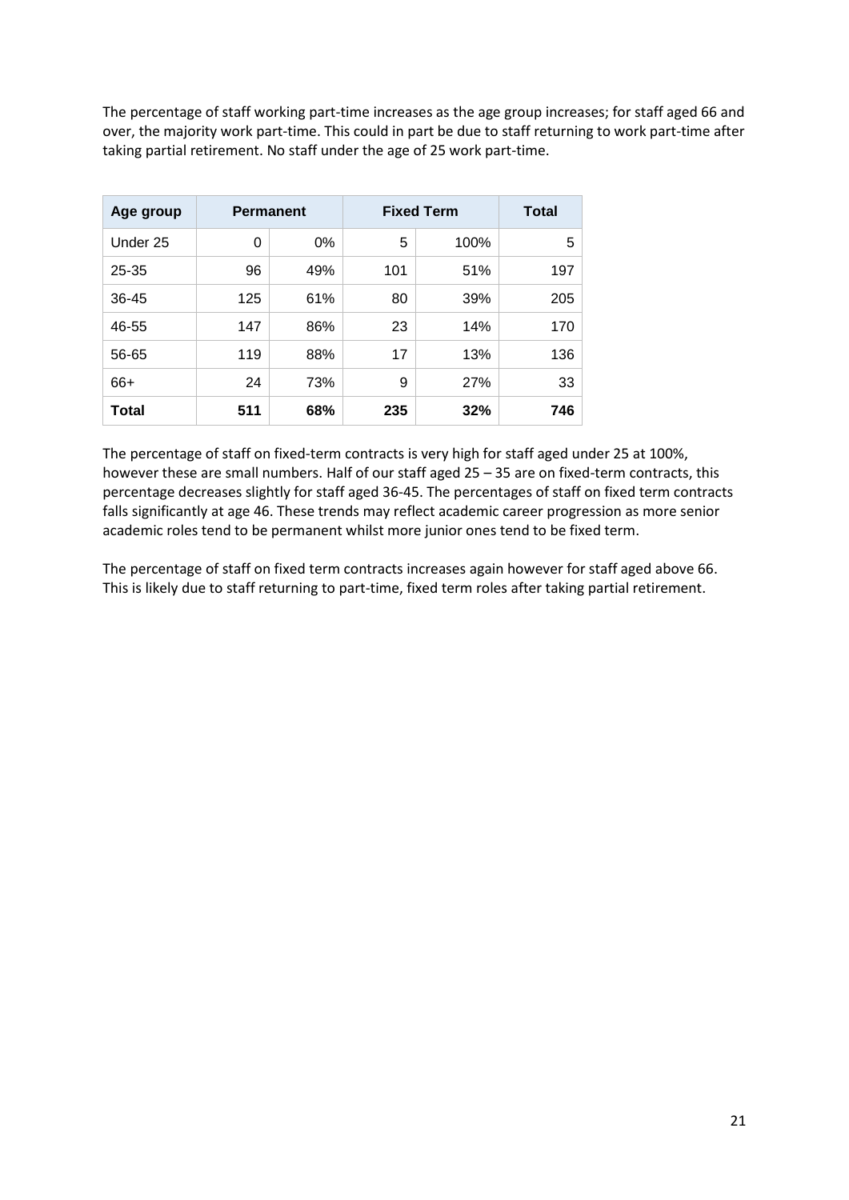The percentage of staff working part-time increases as the age group increases; for staff aged 66 and over, the majority work part-time. This could in part be due to staff returning to work part-time after taking partial retirement. No staff under the age of 25 work part-time.

| Age group | Permanent | | Fixed Term | | Total |
|---|---|---|---|---|---|
| Under 25 | 0 | 0% | 5 | 100% | 5 |
| 25-35 | 96 | 49% | 101 | 51% | 197 |
| 36-45 | 125 | 61% | 80 | 39% | 205 |
| 46-55 | 147 | 86% | 23 | 14% | 170 |
| 56-65 | 119 | 88% | 17 | 13% | 136 |
| 66+ | 24 | 73% | 9 | 27% | 33 |
| **Total** | **511** | **68%** | **235** | **32%** | **746** |

The percentage of staff on fixed-term contracts is very high for staff aged under 25 at 100%, however these are small numbers. Half of our staff aged 25 – 35 are on fixed-term contracts, this percentage decreases slightly for staff aged 36-45. The percentages of staff on fixed term contracts falls significantly at age 46. These trends may reflect academic career progression as more senior academic roles tend to be permanent whilst more junior ones tend to be fixed term.

The percentage of staff on fixed term contracts increases again however for staff aged above 66. This is likely due to staff returning to part-time, fixed term roles after taking partial retirement.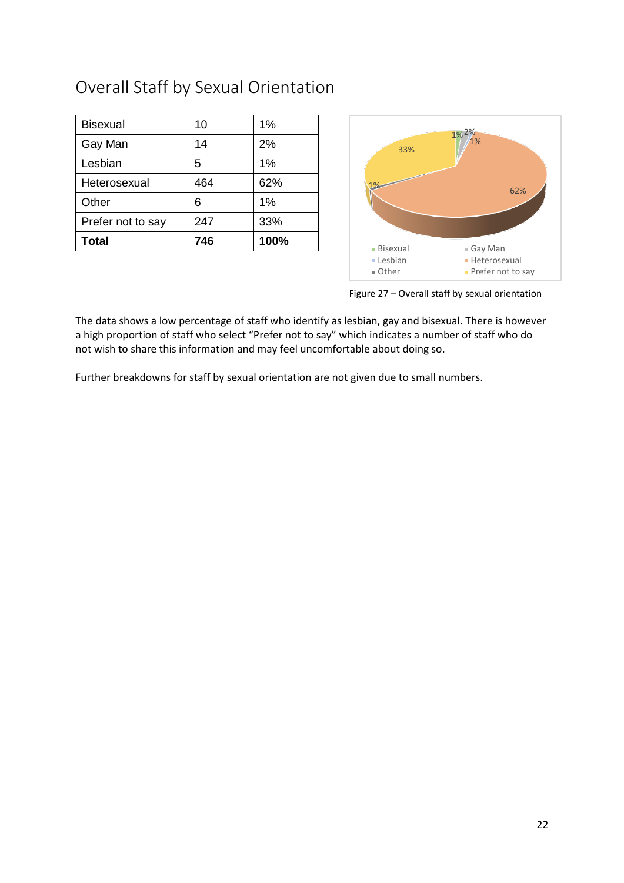## Overall Staff by Sexual Orientation

| Bisexual | 10 | 1% |
|---|---|---|
| Gay Man | 14 | 2% |
| Lesbian | 5 | 1% |
| Heterosexual | 464 | 62% |
| Other | 6 | 1% |
| Prefer not to say | 247 | 33% |
| **Total** | **746** | **100%** |

Figure 27 – Overall staff by sexual orientation

The data shows a low percentage of staff who identify as lesbian, gay and bisexual. There is however a high proportion of staff who select "Prefer not to say" which indicates a number of staff who do not wish to share this information and may feel uncomfortable about doing so.

Further breakdowns for staff by sexual orientation are not given due to small numbers.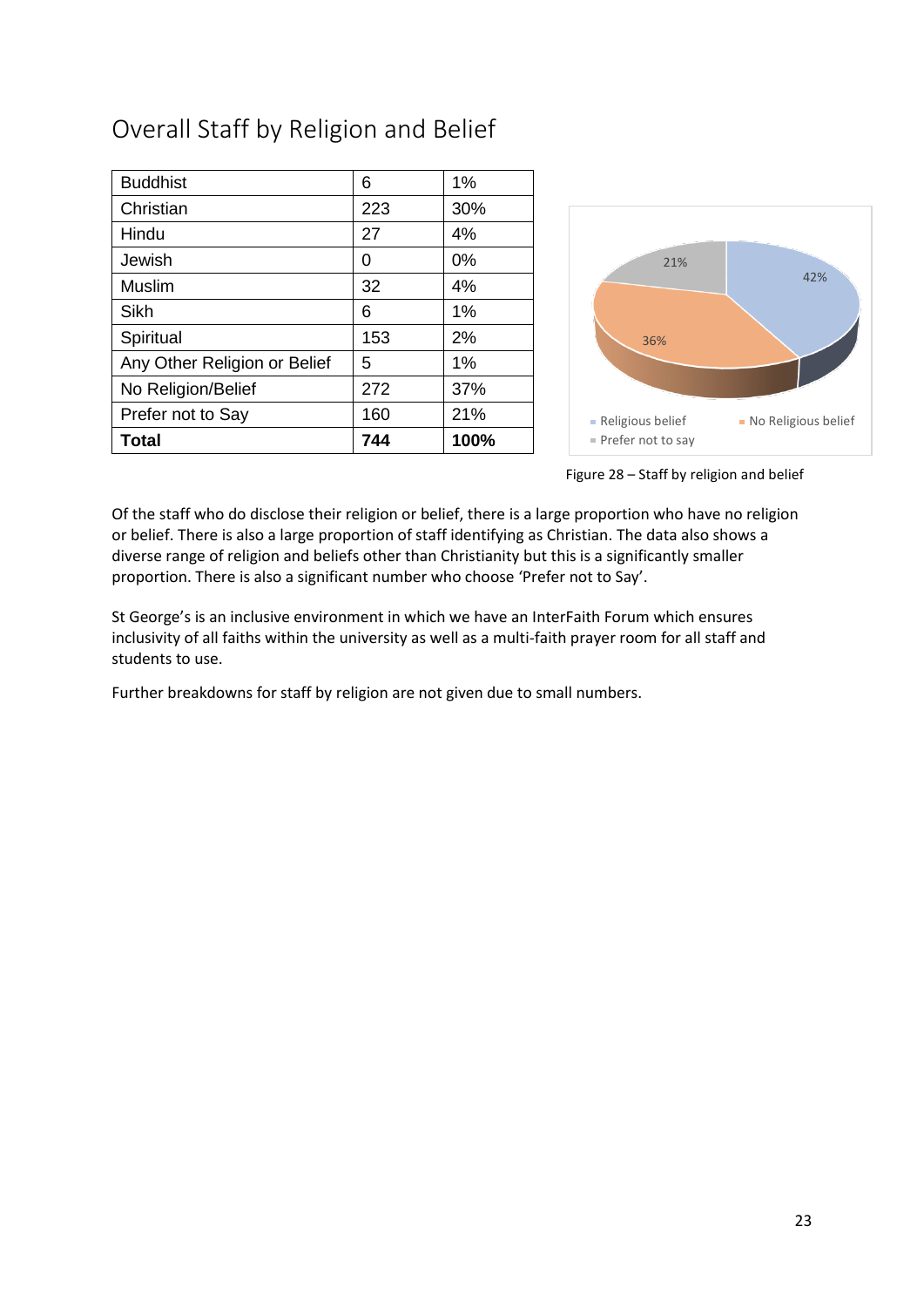## Overall Staff by Religion and Belief

| | | |
|---|---|---|
| Buddhist | 6 | 1% |
| Christian | 223 | 30% |
| Hindu | 27 | 4% |
| Jewish | 0 | 0% |
| Muslim | 32 | 4% |
| Sikh | 6 | 1% |
| Spiritual | 153 | 2% |
| Any Other Religion or Belief | 5 | 1% |
| No Religion/Belief | 272 | 37% |
| Prefer not to Say | 160 | 21% |
| **Total** | **744** | **100%** |

21%
42%
36%
Religious belief
No Religious belief
Prefer not to say

Figure 28 – Staff by religion and belief

Of the staff who do disclose their religion or belief, there is a large proportion who have no religion or belief. There is also a large proportion of staff identifying as Christian. The data also shows a diverse range of religion and beliefs other than Christianity but this is a significantly smaller proportion. There is also a significant number who choose 'Prefer not to Say'.

St George's is an inclusive environment in which we have an InterFaith Forum which ensures inclusivity of all faiths within the university as well as a multi-faith prayer room for all staff and students to use.

Further breakdowns for staff by religion are not given due to small numbers.